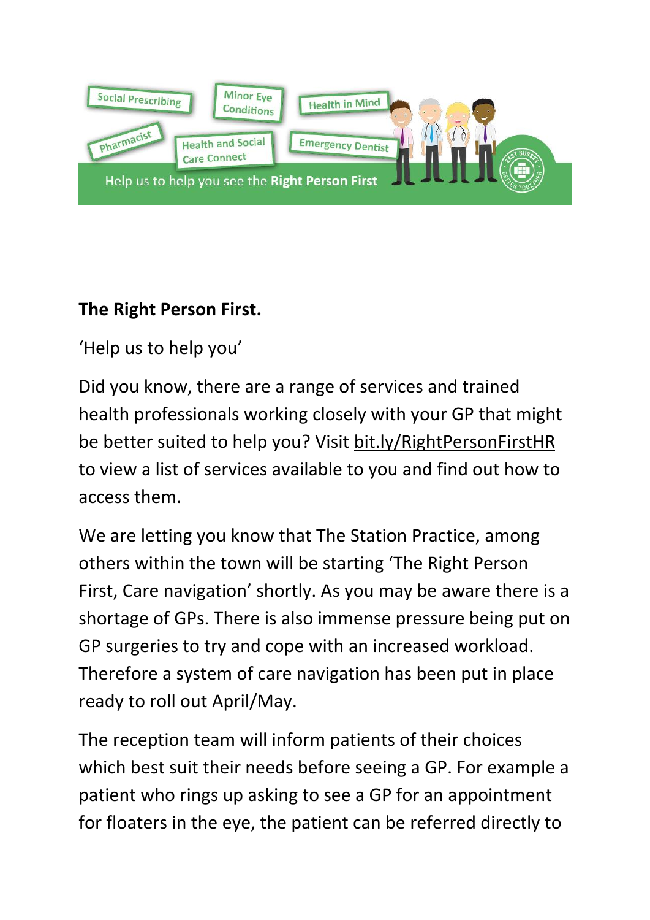Social Prescribing | Minor Eye Conditions | Health in Mind | Pharmacist | Health and Social Care Connect | Emergency Dentist

Help us to help you see the **Right Person First**

**The Right Person First.**

‘Help us to help you’

Did you know, there are a range of services and trained health professionals working closely with your GP that might be better suited to help you? Visit bit.ly/RightPersonFirstHR to view a list of services available to you and find out how to access them.

We are letting you know that The Station Practice, among others within the town will be starting ‘The Right Person First, Care navigation’ shortly. As you may be aware there is a shortage of GPs. There is also immense pressure being put on GP surgeries to try and cope with an increased workload. Therefore a system of care navigation has been put in place ready to roll out April/May.

The reception team will inform patients of their choices which best suit their needs before seeing a GP. For example a patient who rings up asking to see a GP for an appointment for floaters in the eye, the patient can be referred directly to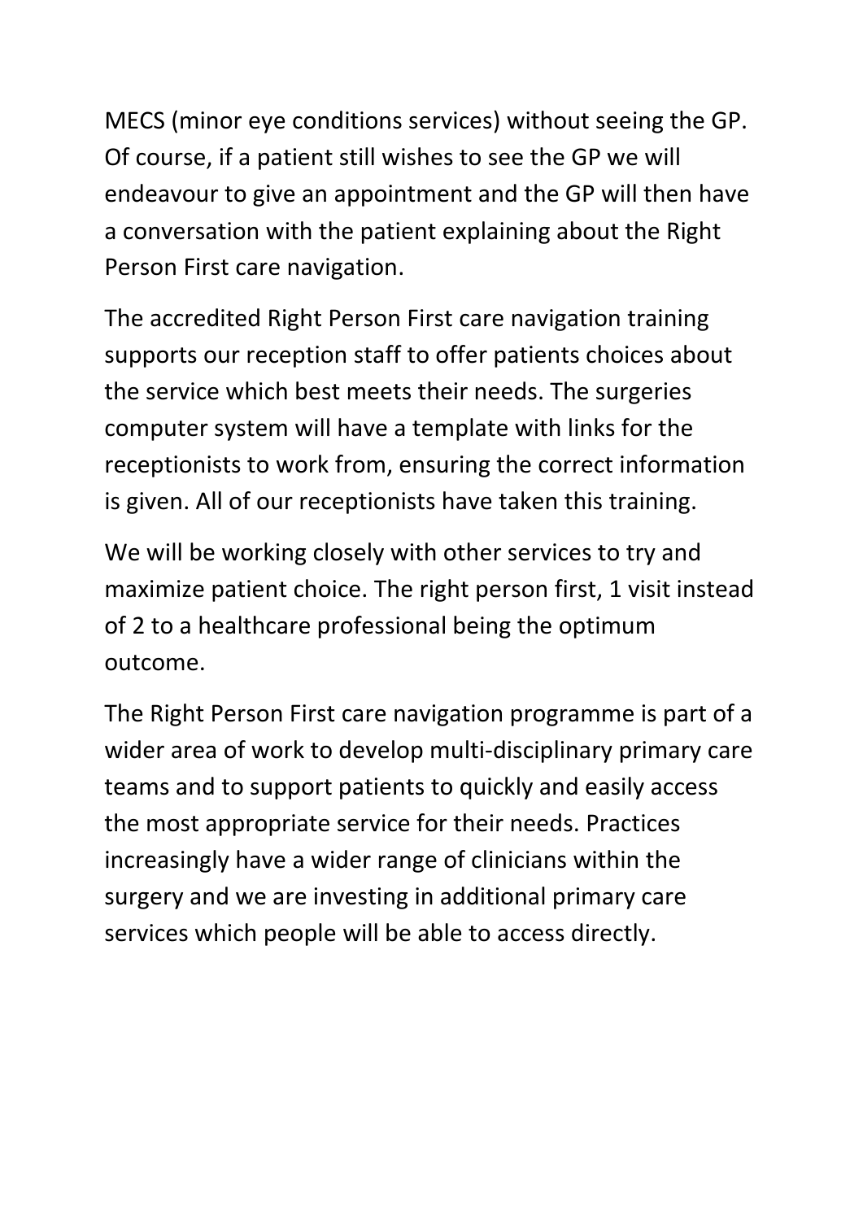MECS (minor eye conditions services) without seeing the GP. Of course, if a patient still wishes to see the GP we will endeavour to give an appointment and the GP will then have a conversation with the patient explaining about the Right Person First care navigation.

The accredited Right Person First care navigation training supports our reception staff to offer patients choices about the service which best meets their needs. The surgeries computer system will have a template with links for the receptionists to work from, ensuring the correct information is given. All of our receptionists have taken this training.

We will be working closely with other services to try and maximize patient choice. The right person first, 1 visit instead of 2 to a healthcare professional being the optimum outcome.

The Right Person First care navigation programme is part of a wider area of work to develop multi-disciplinary primary care teams and to support patients to quickly and easily access the most appropriate service for their needs. Practices increasingly have a wider range of clinicians within the surgery and we are investing in additional primary care services which people will be able to access directly.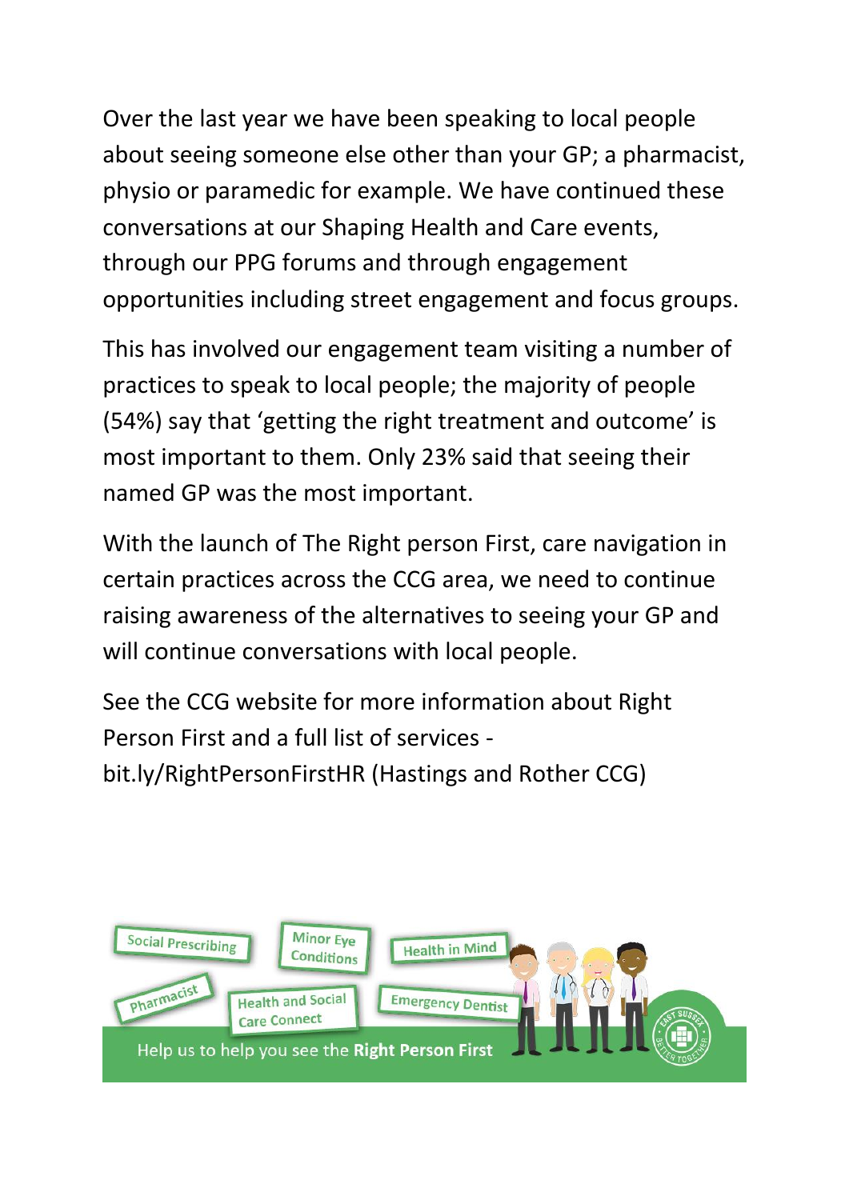Over the last year we have been speaking to local people about seeing someone else other than your GP; a pharmacist, physio or paramedic for example. We have continued these conversations at our Shaping Health and Care events, through our PPG forums and through engagement opportunities including street engagement and focus groups.

This has involved our engagement team visiting a number of practices to speak to local people; the majority of people (54%) say that 'getting the right treatment and outcome' is most important to them. Only 23% said that seeing their named GP was the most important.

With the launch of The Right person First, care navigation in certain practices across the CCG area, we need to continue raising awareness of the alternatives to seeing your GP and will continue conversations with local people.

See the CCG website for more information about Right Person First and a full list of services - bit.ly/RightPersonFirstHR (Hastings and Rother CCG)

Social Prescribing

Minor Eye Conditions

Health in Mind

Pharmacist

Health and Social Care Connect

Emergency Dentist

Help us to help you see the **Right Person First**